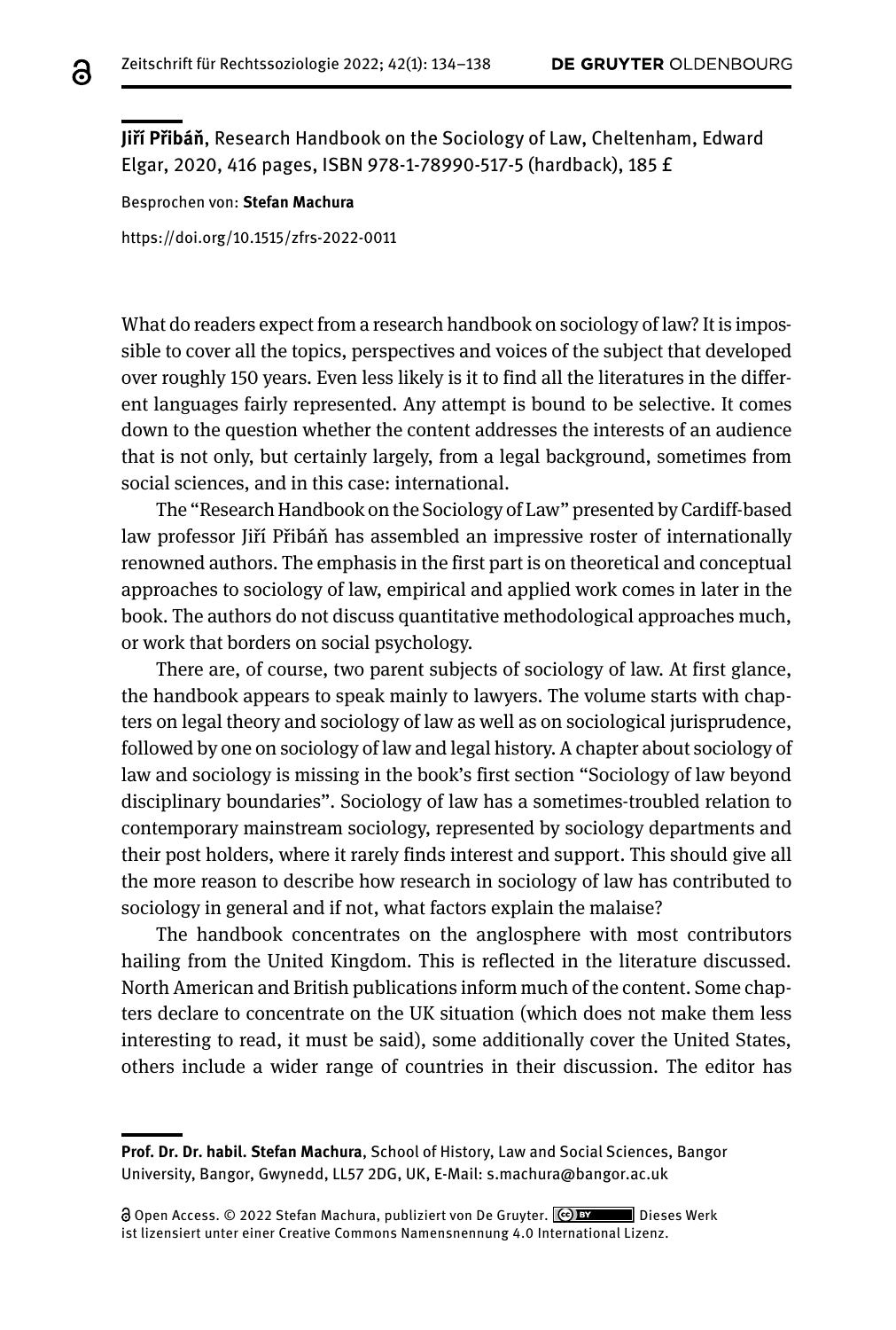**Jiří Přibáň**, Research Handbook on the Sociology of Law, Cheltenham, Edward Elgar, 2020, 416 pages, ISBN 978-1-78990-517-5 (hardback), 185 £

Besprochen von: **Stefan Machura**

https://doi.org/10.1515/zfrs-2022-0011

What do readers expect from a research handbook on sociology of law? It is impossible to cover all the topics, perspectives and voices of the subject that developed over roughly 150 years. Even less likely is it to find all the literatures in the different languages fairly represented. Any attempt is bound to be selective. It comes down to the question whether the content addresses the interests of an audience that is not only, but certainly largely, from a legal background, sometimes from social sciences, and in this case: international.

The "Research Handbook on the Sociology of Law" presented by Cardiff-based law professor Jiří Přibáň has assembled an impressive roster of internationally renowned authors. The emphasis in the first part is on theoretical and conceptual approaches to sociology of law, empirical and applied work comes in later in the book. The authors do not discuss quantitative methodological approaches much, or work that borders on social psychology.

There are, of course, two parent subjects of sociology of law. At first glance, the handbook appears to speak mainly to lawyers. The volume starts with chapters on legal theory and sociology of law as well as on sociological jurisprudence, followed by one on sociology of law and legal history. A chapter about sociology of law and sociology is missing in the book's first section "Sociology of law beyond disciplinary boundaries". Sociology of law has a sometimes-troubled relation to contemporary mainstream sociology, represented by sociology departments and their post holders, where it rarely finds interest and support. This should give all the more reason to describe how research in sociology of law has contributed to sociology in general and if not, what factors explain the malaise?

The handbook concentrates on the anglosphere with most contributors hailing from the United Kingdom. This is reflected in the literature discussed. North American and British publications inform much of the content. Some chapters declare to concentrate on the UK situation (which does not make them less interesting to read, it must be said), some additionally cover the United States, others include a wider range of countries in their discussion. The editor has

---

**Prof. Dr. Dr. habil. Stefan Machura**, School of History, Law and Social Sciences, Bangor University, Bangor, Gwynedd, LL57 2DG, UK, E-Mail: s.machura@bangor.ac.uk

Open Access. © 2022 Stefan Machura, publiziert von De Gruyter. Dieses Werk ist lizensiert unter einer Creative Commons Namensnennung 4.0 International Lizenz.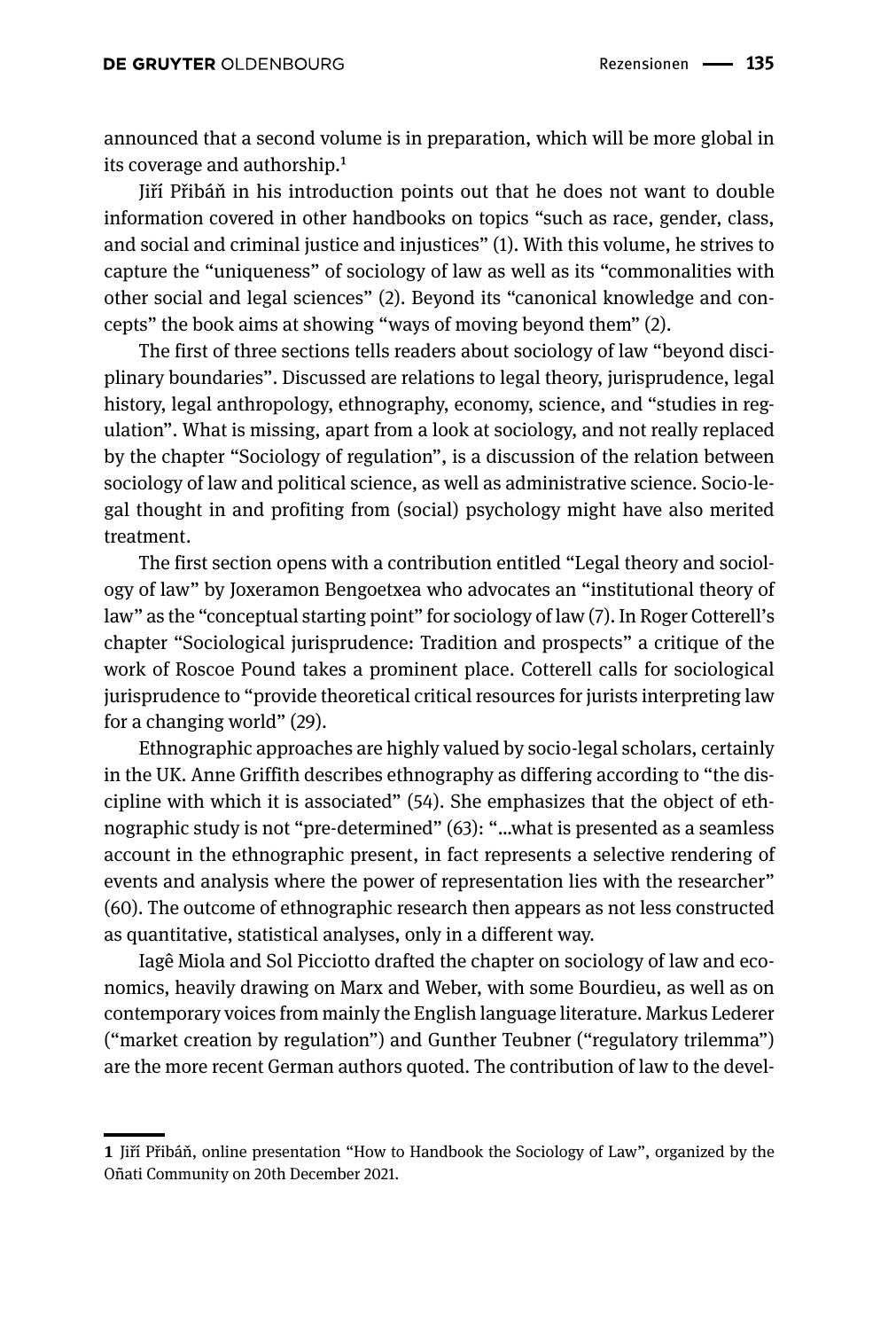announced that a second volume is in preparation, which will be more global in its coverage and authorship.[1]

Jiří Přibáň in his introduction points out that he does not want to double information covered in other handbooks on topics "such as race, gender, class, and social and criminal justice and injustices" (1). With this volume, he strives to capture the "uniqueness" of sociology of law as well as its "commonalities with other social and legal sciences" (2). Beyond its "canonical knowledge and concepts" the book aims at showing "ways of moving beyond them" (2).

The first of three sections tells readers about sociology of law "beyond disciplinary boundaries". Discussed are relations to legal theory, jurisprudence, legal history, legal anthropology, ethnography, economy, science, and "studies in regulation". What is missing, apart from a look at sociology, and not really replaced by the chapter "Sociology of regulation", is a discussion of the relation between sociology of law and political science, as well as administrative science. Socio-legal thought in and profiting from (social) psychology might have also merited treatment.

The first section opens with a contribution entitled "Legal theory and sociology of law" by Joxeramon Bengoetxea who advocates an "institutional theory of law" as the "conceptual starting point" for sociology of law (7). In Roger Cotterell's chapter "Sociological jurisprudence: Tradition and prospects" a critique of the work of Roscoe Pound takes a prominent place. Cotterell calls for sociological jurisprudence to "provide theoretical critical resources for jurists interpreting law for a changing world" (29).

Ethnographic approaches are highly valued by socio-legal scholars, certainly in the UK. Anne Griffith describes ethnography as differing according to "the discipline with which it is associated" (54). She emphasizes that the object of ethnographic study is not "pre-determined" (63): "...what is presented as a seamless account in the ethnographic present, in fact represents a selective rendering of events and analysis where the power of representation lies with the researcher" (60). The outcome of ethnographic research then appears as not less constructed as quantitative, statistical analyses, only in a different way.

Iagê Miola and Sol Picciotto drafted the chapter on sociology of law and economics, heavily drawing on Marx and Weber, with some Bourdieu, as well as on contemporary voices from mainly the English language literature. Markus Lederer ("market creation by regulation") and Gunther Teubner ("regulatory trilemma") are the more recent German authors quoted. The contribution of law to the devel-

---

[1] Jiří Přibáň, online presentation "How to Handbook the Sociology of Law", organized by the Oñati Community on 20th December 2021.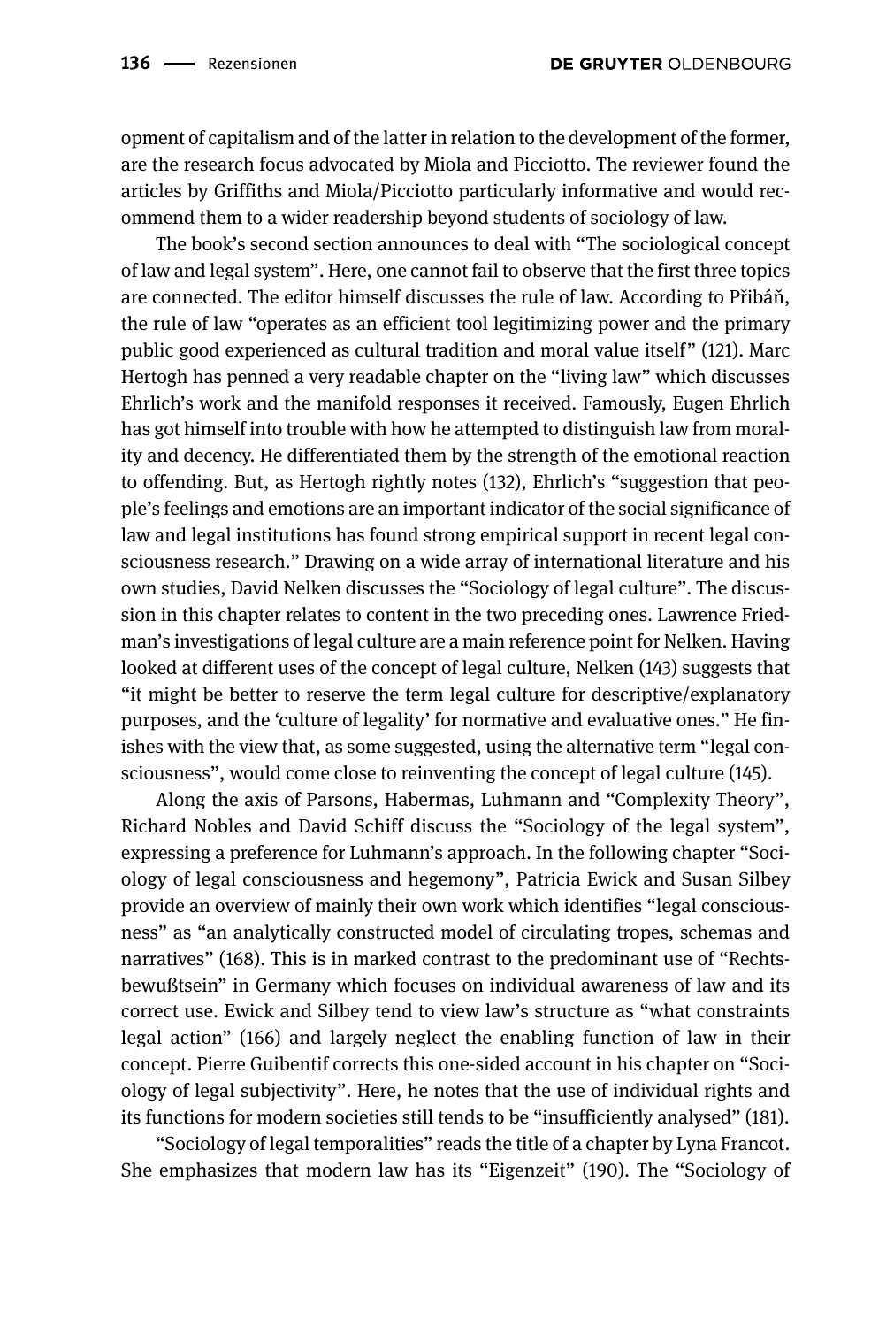opment of capitalism and of the latter in relation to the development of the former, are the research focus advocated by Miola and Picciotto. The reviewer found the articles by Griffiths and Miola/Picciotto particularly informative and would recommend them to a wider readership beyond students of sociology of law.

The book's second section announces to deal with "The sociological concept of law and legal system". Here, one cannot fail to observe that the first three topics are connected. The editor himself discusses the rule of law. According to Přibáň, the rule of law "operates as an efficient tool legitimizing power and the primary public good experienced as cultural tradition and moral value itself" (121). Marc Hertogh has penned a very readable chapter on the "living law" which discusses Ehrlich's work and the manifold responses it received. Famously, Eugen Ehrlich has got himself into trouble with how he attempted to distinguish law from morality and decency. He differentiated them by the strength of the emotional reaction to offending. But, as Hertogh rightly notes (132), Ehrlich's "suggestion that people's feelings and emotions are an important indicator of the social significance of law and legal institutions has found strong empirical support in recent legal consciousness research." Drawing on a wide array of international literature and his own studies, David Nelken discusses the "Sociology of legal culture". The discussion in this chapter relates to content in the two preceding ones. Lawrence Friedman's investigations of legal culture are a main reference point for Nelken. Having looked at different uses of the concept of legal culture, Nelken (143) suggests that "it might be better to reserve the term legal culture for descriptive/explanatory purposes, and the 'culture of legality' for normative and evaluative ones." He finishes with the view that, as some suggested, using the alternative term "legal consciousness", would come close to reinventing the concept of legal culture (145).

Along the axis of Parsons, Habermas, Luhmann and "Complexity Theory", Richard Nobles and David Schiff discuss the "Sociology of the legal system", expressing a preference for Luhmann's approach. In the following chapter "Sociology of legal consciousness and hegemony", Patricia Ewick and Susan Silbey provide an overview of mainly their own work which identifies "legal consciousness" as "an analytically constructed model of circulating tropes, schemas and narratives" (168). This is in marked contrast to the predominant use of "Rechtsbewußtsein" in Germany which focuses on individual awareness of law and its correct use. Ewick and Silbey tend to view law's structure as "what constraints legal action" (166) and largely neglect the enabling function of law in their concept. Pierre Guibentif corrects this one-sided account in his chapter on "Sociology of legal subjectivity". Here, he notes that the use of individual rights and its functions for modern societies still tends to be "insufficiently analysed" (181).

"Sociology of legal temporalities" reads the title of a chapter by Lyna Francot. She emphasizes that modern law has its "Eigenzeit" (190). The "Sociology of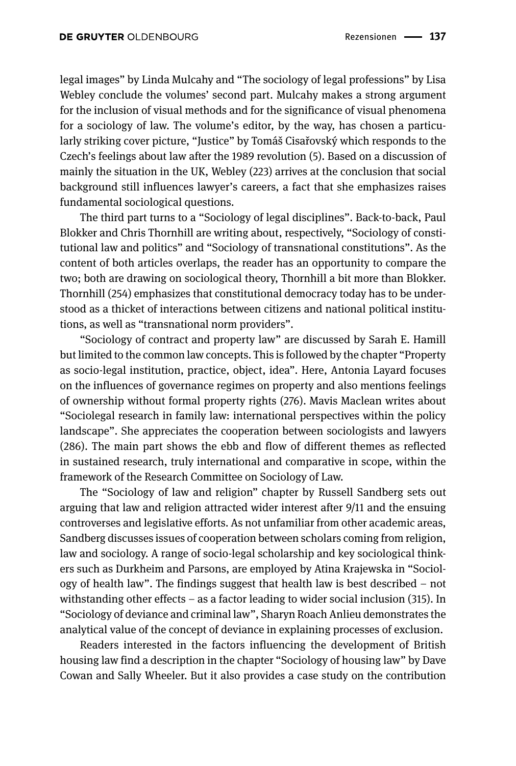legal images" by Linda Mulcahy and "The sociology of legal professions" by Lisa Webley conclude the volumes' second part. Mulcahy makes a strong argument for the inclusion of visual methods and for the significance of visual phenomena for a sociology of law. The volume's editor, by the way, has chosen a particularly striking cover picture, "Justice" by Tomáš Cisařovský which responds to the Czech's feelings about law after the 1989 revolution (5). Based on a discussion of mainly the situation in the UK, Webley (223) arrives at the conclusion that social background still influences lawyer's careers, a fact that she emphasizes raises fundamental sociological questions.

The third part turns to a "Sociology of legal disciplines". Back-to-back, Paul Blokker and Chris Thornhill are writing about, respectively, "Sociology of constitutional law and politics" and "Sociology of transnational constitutions". As the content of both articles overlaps, the reader has an opportunity to compare the two; both are drawing on sociological theory, Thornhill a bit more than Blokker. Thornhill (254) emphasizes that constitutional democracy today has to be understood as a thicket of interactions between citizens and national political institutions, as well as "transnational norm providers".

"Sociology of contract and property law" are discussed by Sarah E. Hamill but limited to the common law concepts. This is followed by the chapter "Property as socio-legal institution, practice, object, idea". Here, Antonia Layard focuses on the influences of governance regimes on property and also mentions feelings of ownership without formal property rights (276). Mavis Maclean writes about "Sociolegal research in family law: international perspectives within the policy landscape". She appreciates the cooperation between sociologists and lawyers (286). The main part shows the ebb and flow of different themes as reflected in sustained research, truly international and comparative in scope, within the framework of the Research Committee on Sociology of Law.

The "Sociology of law and religion" chapter by Russell Sandberg sets out arguing that law and religion attracted wider interest after 9/11 and the ensuing controverses and legislative efforts. As not unfamiliar from other academic areas, Sandberg discusses issues of cooperation between scholars coming from religion, law and sociology. A range of socio-legal scholarship and key sociological thinkers such as Durkheim and Parsons, are employed by Atina Krajewska in "Sociology of health law". The findings suggest that health law is best described – not withstanding other effects – as a factor leading to wider social inclusion (315). In "Sociology of deviance and criminal law", Sharyn Roach Anlieu demonstrates the analytical value of the concept of deviance in explaining processes of exclusion.

Readers interested in the factors influencing the development of British housing law find a description in the chapter "Sociology of housing law" by Dave Cowan and Sally Wheeler. But it also provides a case study on the contribution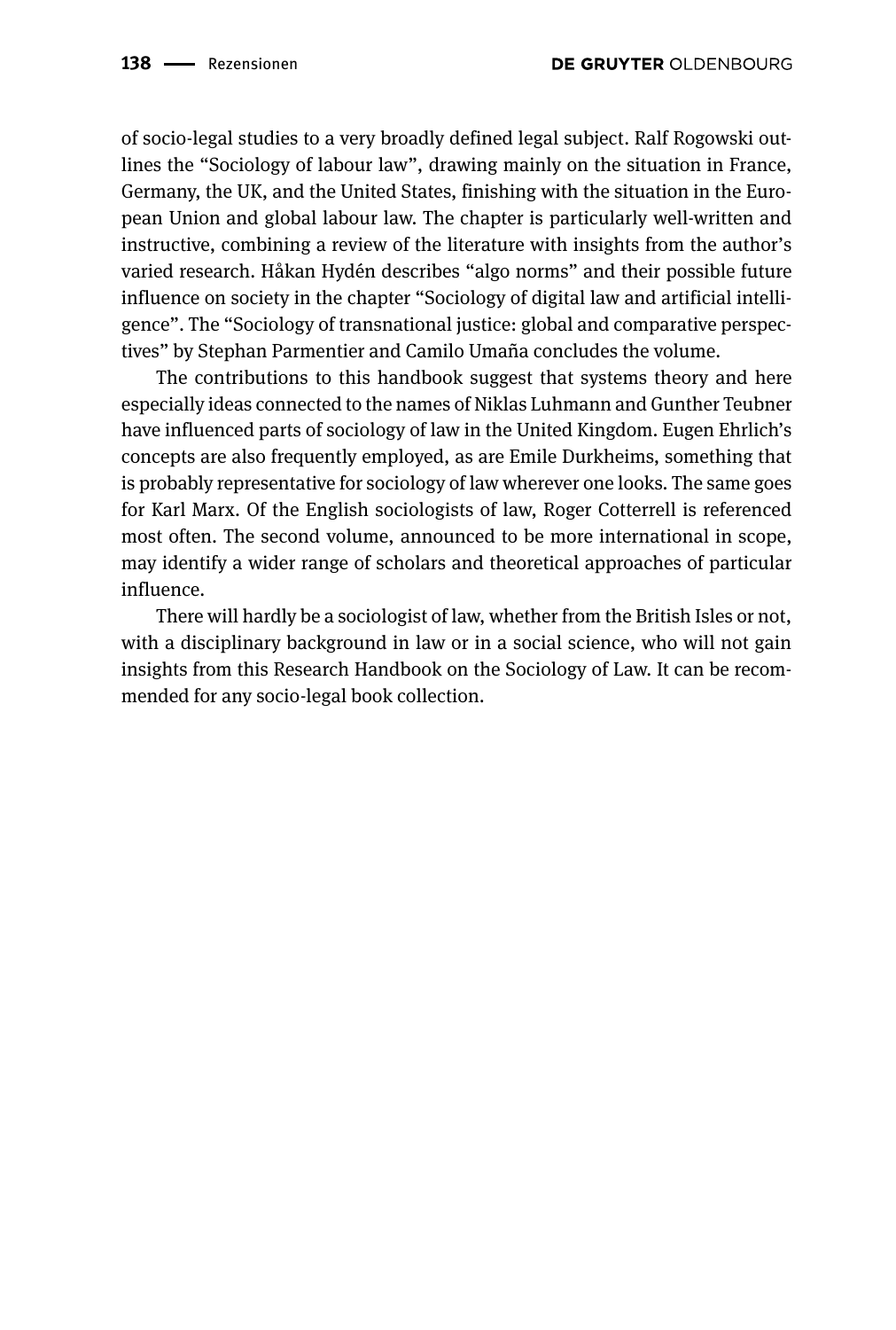of socio-legal studies to a very broadly defined legal subject. Ralf Rogowski outlines the "Sociology of labour law", drawing mainly on the situation in France, Germany, the UK, and the United States, finishing with the situation in the European Union and global labour law. The chapter is particularly well-written and instructive, combining a review of the literature with insights from the author's varied research. Håkan Hydén describes "algo norms" and their possible future influence on society in the chapter "Sociology of digital law and artificial intelligence". The "Sociology of transnational justice: global and comparative perspectives" by Stephan Parmentier and Camilo Umaña concludes the volume.

The contributions to this handbook suggest that systems theory and here especially ideas connected to the names of Niklas Luhmann and Gunther Teubner have influenced parts of sociology of law in the United Kingdom. Eugen Ehrlich's concepts are also frequently employed, as are Emile Durkheims, something that is probably representative for sociology of law wherever one looks. The same goes for Karl Marx. Of the English sociologists of law, Roger Cotterrell is referenced most often. The second volume, announced to be more international in scope, may identify a wider range of scholars and theoretical approaches of particular influence.

There will hardly be a sociologist of law, whether from the British Isles or not, with a disciplinary background in law or in a social science, who will not gain insights from this Research Handbook on the Sociology of Law. It can be recommended for any socio-legal book collection.